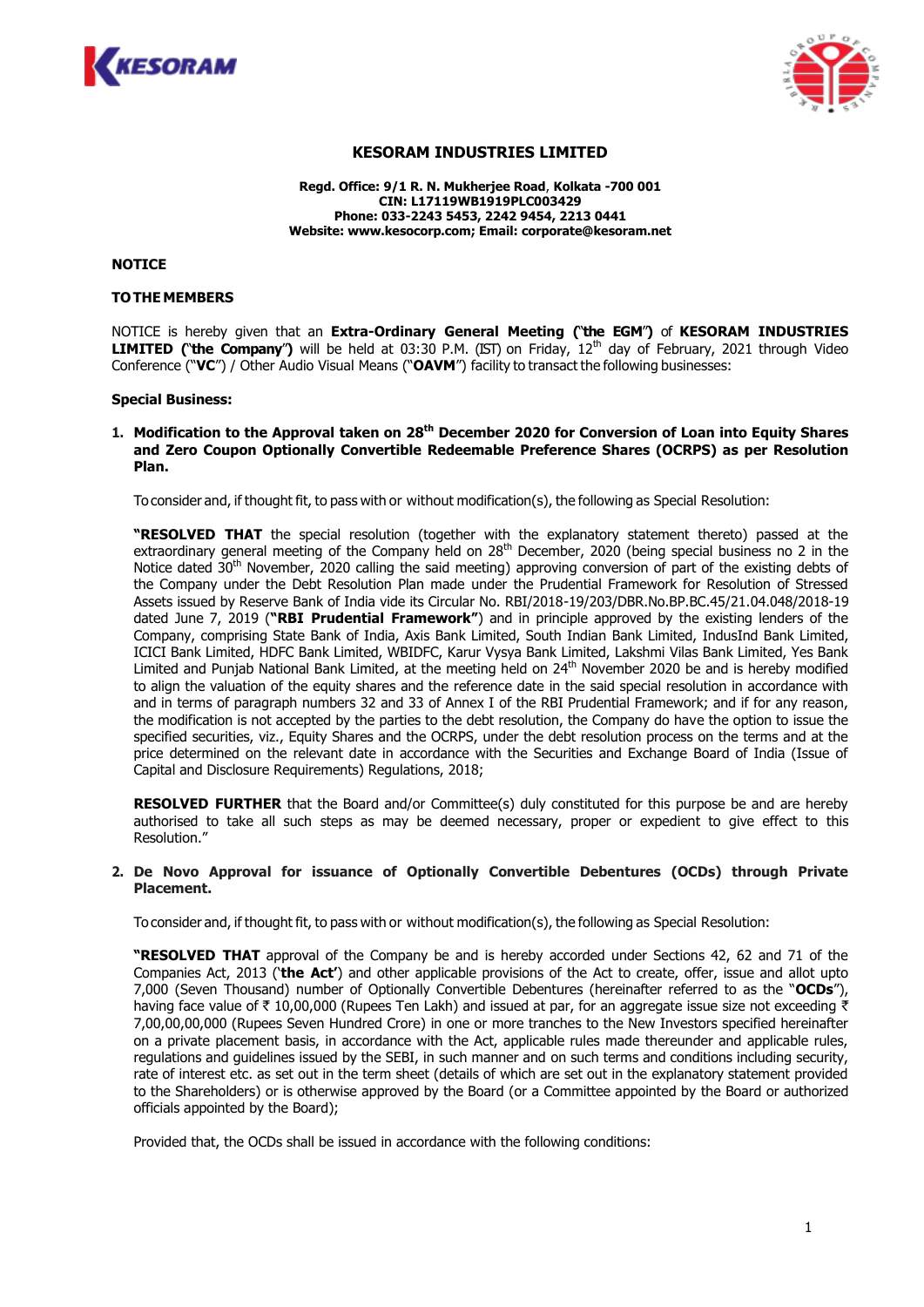# KESORAM INDUSTRIES LIMITED

**Regd. Office: 9/1 R. N. Mukherjee Road, Kolkata -700 001**
**CIN: L17119WB1919PLC003429**
**Phone: 033-2243 5453, 2242 9454, 2213 0441**
**Website: www.kesocorp.com; Email: corporate@kesoram.net**

**NOTICE**

**TO THE MEMBERS**

NOTICE is hereby given that an **Extra-Ordinary General Meeting ("the EGM")** of **KESORAM INDUSTRIES LIMITED ("the Company")** will be held at 03:30 P.M. (IST) on Friday, 12th day of February, 2021 through Video Conference ("**VC**") / Other Audio Visual Means ("**OAVM**") facility to transact the following businesses:

**Special Business:**

1. **Modification to the Approval taken on 28th December 2020 for Conversion of Loan into Equity Shares and Zero Coupon Optionally Convertible Redeemable Preference Shares (OCRPS) as per Resolution Plan.**

   To consider and, if thought fit, to pass with or without modification(s), the following as Special Resolution:

   **"RESOLVED THAT** the special resolution (together with the explanatory statement thereto) passed at the extraordinary general meeting of the Company held on 28th December, 2020 (being special business no 2 in the Notice dated 30th November, 2020 calling the said meeting) approving conversion of part of the existing debts of the Company under the Debt Resolution Plan made under the Prudential Framework for Resolution of Stressed Assets issued by Reserve Bank of India vide its Circular No. RBI/2018-19/203/DBR.No.BP.BC.45/21.04.048/2018-19 dated June 7, 2019 (**"RBI Prudential Framework"**) and in principle approved by the existing lenders of the Company, comprising State Bank of India, Axis Bank Limited, South Indian Bank Limited, IndusInd Bank Limited, ICICI Bank Limited, HDFC Bank Limited, WBIDFC, Karur Vysya Bank Limited, Lakshmi Vilas Bank Limited, Yes Bank Limited and Punjab National Bank Limited, at the meeting held on 24th November 2020 be and is hereby modified to align the valuation of the equity shares and the reference date in the said special resolution in accordance with and in terms of paragraph numbers 32 and 33 of Annex I of the RBI Prudential Framework; and if for any reason, the modification is not accepted by the parties to the debt resolution, the Company do have the option to issue the specified securities, viz., Equity Shares and the OCRPS, under the debt resolution process on the terms and at the price determined on the relevant date in accordance with the Securities and Exchange Board of India (Issue of Capital and Disclosure Requirements) Regulations, 2018;

   **RESOLVED FURTHER** that the Board and/or Committee(s) duly constituted for this purpose be and are hereby authorised to take all such steps as may be deemed necessary, proper or expedient to give effect to this Resolution."

2. **De Novo Approval for issuance of Optionally Convertible Debentures (OCDs) through Private Placement.**

   To consider and, if thought fit, to pass with or without modification(s), the following as Special Resolution:

   **"RESOLVED THAT** approval of the Company be and is hereby accorded under Sections 42, 62 and 71 of the Companies Act, 2013 ('**the Act**') and other applicable provisions of the Act to create, offer, issue and allot upto 7,000 (Seven Thousand) number of Optionally Convertible Debentures (hereinafter referred to as the "**OCDs**"), having face value of ₹ 10,00,000 (Rupees Ten Lakh) and issued at par, for an aggregate issue size not exceeding ₹ 7,00,00,00,000 (Rupees Seven Hundred Crore) in one or more tranches to the New Investors specified hereinafter on a private placement basis, in accordance with the Act, applicable rules made thereunder and applicable rules, regulations and guidelines issued by the SEBI, in such manner and on such terms and conditions including security, rate of interest etc. as set out in the term sheet (details of which are set out in the explanatory statement provided to the Shareholders) or is otherwise approved by the Board (or a Committee appointed by the Board or authorized officials appointed by the Board);

   Provided that, the OCDs shall be issued in accordance with the following conditions: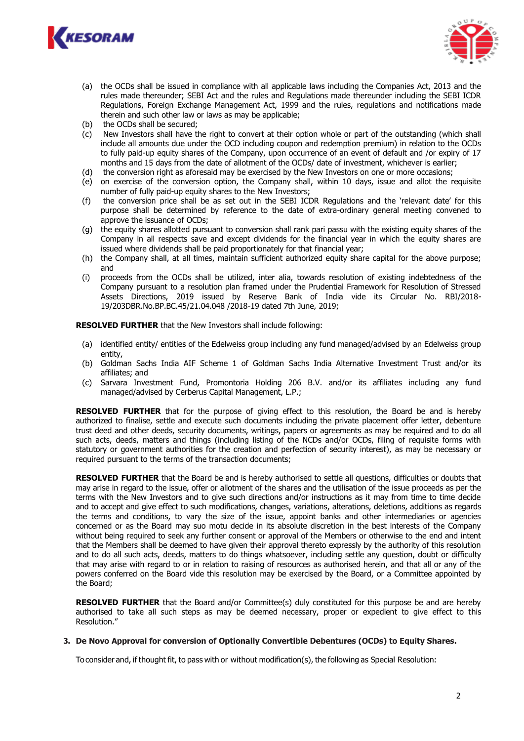(a) the OCDs shall be issued in compliance with all applicable laws including the Companies Act, 2013 and the rules made thereunder; SEBI Act and the rules and Regulations made thereunder including the SEBI ICDR Regulations, Foreign Exchange Management Act, 1999 and the rules, regulations and notifications made therein and such other law or laws as may be applicable;

(b) the OCDs shall be secured;

(c) New Investors shall have the right to convert at their option whole or part of the outstanding (which shall include all amounts due under the OCD including coupon and redemption premium) in relation to the OCDs to fully paid-up equity shares of the Company, upon occurrence of an event of default and /or expiry of 17 months and 15 days from the date of allotment of the OCDs/ date of investment, whichever is earlier;

(d) the conversion right as aforesaid may be exercised by the New Investors on one or more occasions;

(e) on exercise of the conversion option, the Company shall, within 10 days, issue and allot the requisite number of fully paid-up equity shares to the New Investors;

(f) the conversion price shall be as set out in the SEBI ICDR Regulations and the 'relevant date' for this purpose shall be determined by reference to the date of extra-ordinary general meeting convened to approve the issuance of OCDs;

(g) the equity shares allotted pursuant to conversion shall rank pari passu with the existing equity shares of the Company in all respects save and except dividends for the financial year in which the equity shares are issued where dividends shall be paid proportionately for that financial year;

(h) the Company shall, at all times, maintain sufficient authorized equity share capital for the above purpose; and

(i) proceeds from the OCDs shall be utilized, inter alia, towards resolution of existing indebtedness of the Company pursuant to a resolution plan framed under the Prudential Framework for Resolution of Stressed Assets Directions, 2019 issued by Reserve Bank of India vide its Circular No. RBI/2018-19/203DBR.No.BP.BC.45/21.04.048 /2018-19 dated 7th June, 2019;

**RESOLVED FURTHER** that the New Investors shall include following:

(a) identified entity/ entities of the Edelweiss group including any fund managed/advised by an Edelweiss group entity,

(b) Goldman Sachs India AIF Scheme 1 of Goldman Sachs India Alternative Investment Trust and/or its affiliates; and

(c) Sarvara Investment Fund, Promontoria Holding 206 B.V. and/or its affiliates including any fund managed/advised by Cerberus Capital Management, L.P.;

**RESOLVED FURTHER** that for the purpose of giving effect to this resolution, the Board be and is hereby authorized to finalise, settle and execute such documents including the private placement offer letter, debenture trust deed and other deeds, security documents, writings, papers or agreements as may be required and to do all such acts, deeds, matters and things (including listing of the NCDs and/or OCDs, filing of requisite forms with statutory or government authorities for the creation and perfection of security interest), as may be necessary or required pursuant to the terms of the transaction documents;

**RESOLVED FURTHER** that the Board be and is hereby authorised to settle all questions, difficulties or doubts that may arise in regard to the issue, offer or allotment of the shares and the utilisation of the issue proceeds as per the terms with the New Investors and to give such directions and/or instructions as it may from time to time decide and to accept and give effect to such modifications, changes, variations, alterations, deletions, additions as regards the terms and conditions, to vary the size of the issue, appoint banks and other intermediaries or agencies concerned or as the Board may suo motu decide in its absolute discretion in the best interests of the Company without being required to seek any further consent or approval of the Members or otherwise to the end and intent that the Members shall be deemed to have given their approval thereto expressly by the authority of this resolution and to do all such acts, deeds, matters to do things whatsoever, including settle any question, doubt or difficulty that may arise with regard to or in relation to raising of resources as authorised herein, and that all or any of the powers conferred on the Board vide this resolution may be exercised by the Board, or a Committee appointed by the Board;

**RESOLVED FURTHER** that the Board and/or Committee(s) duly constituted for this purpose be and are hereby authorised to take all such steps as may be deemed necessary, proper or expedient to give effect to this Resolution."

**3. De Novo Approval for conversion of Optionally Convertible Debentures (OCDs) to Equity Shares.**

To consider and, if thought fit, to pass with or without modification(s), the following as Special Resolution: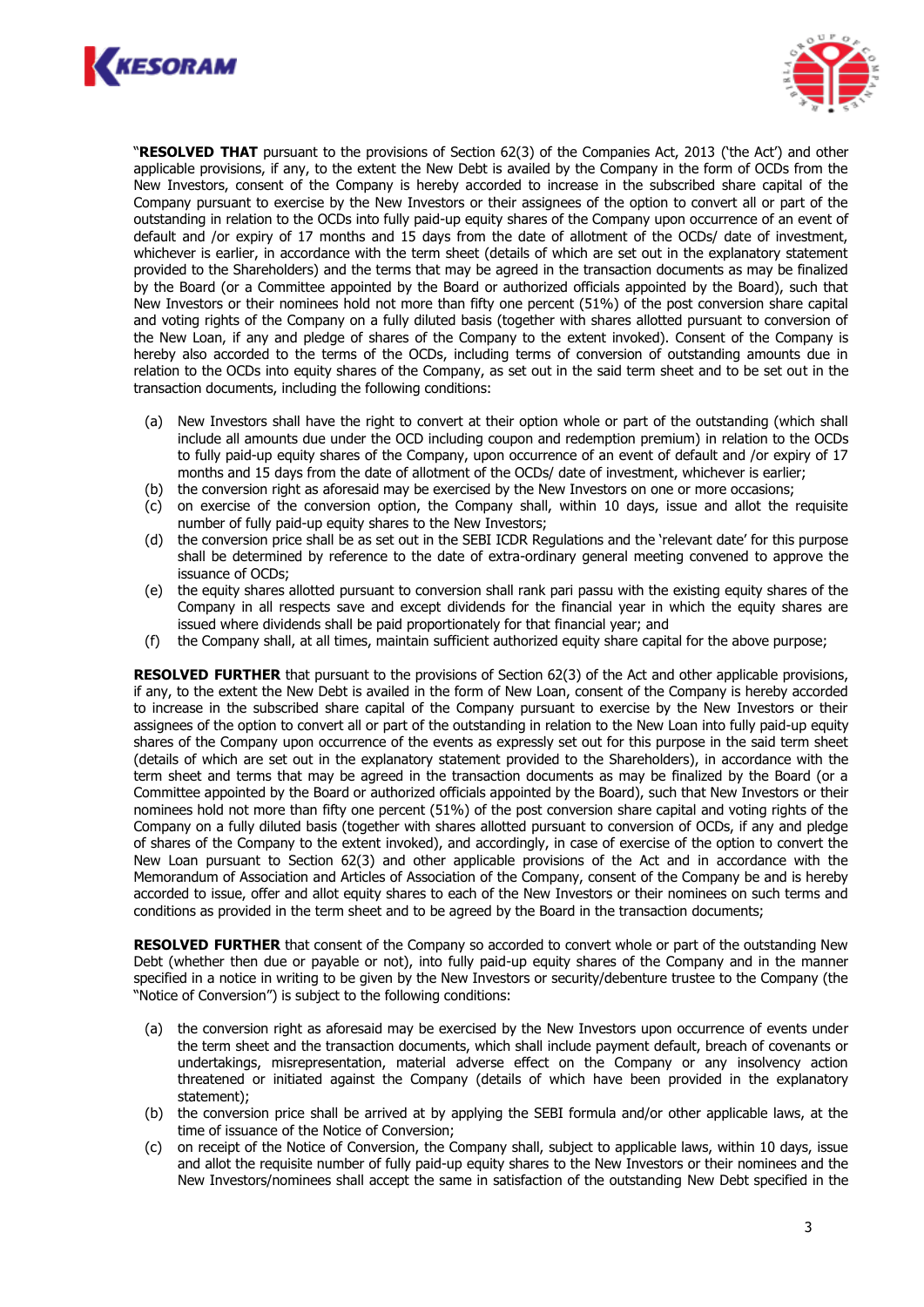"**RESOLVED THAT** pursuant to the provisions of Section 62(3) of the Companies Act, 2013 ('the Act') and other applicable provisions, if any, to the extent the New Debt is availed by the Company in the form of OCDs from the New Investors, consent of the Company is hereby accorded to increase in the subscribed share capital of the Company pursuant to exercise by the New Investors or their assignees of the option to convert all or part of the outstanding in relation to the OCDs into fully paid-up equity shares of the Company upon occurrence of an event of default and /or expiry of 17 months and 15 days from the date of allotment of the OCDs/ date of investment, whichever is earlier, in accordance with the term sheet (details of which are set out in the explanatory statement provided to the Shareholders) and the terms that may be agreed in the transaction documents as may be finalized by the Board (or a Committee appointed by the Board or authorized officials appointed by the Board), such that New Investors or their nominees hold not more than fifty one percent (51%) of the post conversion share capital and voting rights of the Company on a fully diluted basis (together with shares allotted pursuant to conversion of the New Loan, if any and pledge of shares of the Company to the extent invoked). Consent of the Company is hereby also accorded to the terms of the OCDs, including terms of conversion of outstanding amounts due in relation to the OCDs into equity shares of the Company, as set out in the said term sheet and to be set out in the transaction documents, including the following conditions:

(a) New Investors shall have the right to convert at their option whole or part of the outstanding (which shall include all amounts due under the OCD including coupon and redemption premium) in relation to the OCDs to fully paid-up equity shares of the Company, upon occurrence of an event of default and /or expiry of 17 months and 15 days from the date of allotment of the OCDs/ date of investment, whichever is earlier;
(b) the conversion right as aforesaid may be exercised by the New Investors on one or more occasions;
(c) on exercise of the conversion option, the Company shall, within 10 days, issue and allot the requisite number of fully paid-up equity shares to the New Investors;
(d) the conversion price shall be as set out in the SEBI ICDR Regulations and the 'relevant date' for this purpose shall be determined by reference to the date of extra-ordinary general meeting convened to approve the issuance of OCDs;
(e) the equity shares allotted pursuant to conversion shall rank pari passu with the existing equity shares of the Company in all respects save and except dividends for the financial year in which the equity shares are issued where dividends shall be paid proportionately for that financial year; and
(f) the Company shall, at all times, maintain sufficient authorized equity share capital for the above purpose;

**RESOLVED FURTHER** that pursuant to the provisions of Section 62(3) of the Act and other applicable provisions, if any, to the extent the New Debt is availed in the form of New Loan, consent of the Company is hereby accorded to increase in the subscribed share capital of the Company pursuant to exercise by the New Investors or their assignees of the option to convert all or part of the outstanding in relation to the New Loan into fully paid-up equity shares of the Company upon occurrence of the events as expressly set out for this purpose in the said term sheet (details of which are set out in the explanatory statement provided to the Shareholders), in accordance with the term sheet and terms that may be agreed in the transaction documents as may be finalized by the Board (or a Committee appointed by the Board or authorized officials appointed by the Board), such that New Investors or their nominees hold not more than fifty one percent (51%) of the post conversion share capital and voting rights of the Company on a fully diluted basis (together with shares allotted pursuant to conversion of OCDs, if any and pledge of shares of the Company to the extent invoked), and accordingly, in case of exercise of the option to convert the New Loan pursuant to Section 62(3) and other applicable provisions of the Act and in accordance with the Memorandum of Association and Articles of Association of the Company, consent of the Company be and is hereby accorded to issue, offer and allot equity shares to each of the New Investors or their nominees on such terms and conditions as provided in the term sheet and to be agreed by the Board in the transaction documents;

**RESOLVED FURTHER** that consent of the Company so accorded to convert whole or part of the outstanding New Debt (whether then due or payable or not), into fully paid-up equity shares of the Company and in the manner specified in a notice in writing to be given by the New Investors or security/debenture trustee to the Company (the "Notice of Conversion") is subject to the following conditions:

(a) the conversion right as aforesaid may be exercised by the New Investors upon occurrence of events under the term sheet and the transaction documents, which shall include payment default, breach of covenants or undertakings, misrepresentation, material adverse effect on the Company or any insolvency action threatened or initiated against the Company (details of which have been provided in the explanatory statement);
(b) the conversion price shall be arrived at by applying the SEBI formula and/or other applicable laws, at the time of issuance of the Notice of Conversion;
(c) on receipt of the Notice of Conversion, the Company shall, subject to applicable laws, within 10 days, issue and allot the requisite number of fully paid-up equity shares to the New Investors or their nominees and the New Investors/nominees shall accept the same in satisfaction of the outstanding New Debt specified in the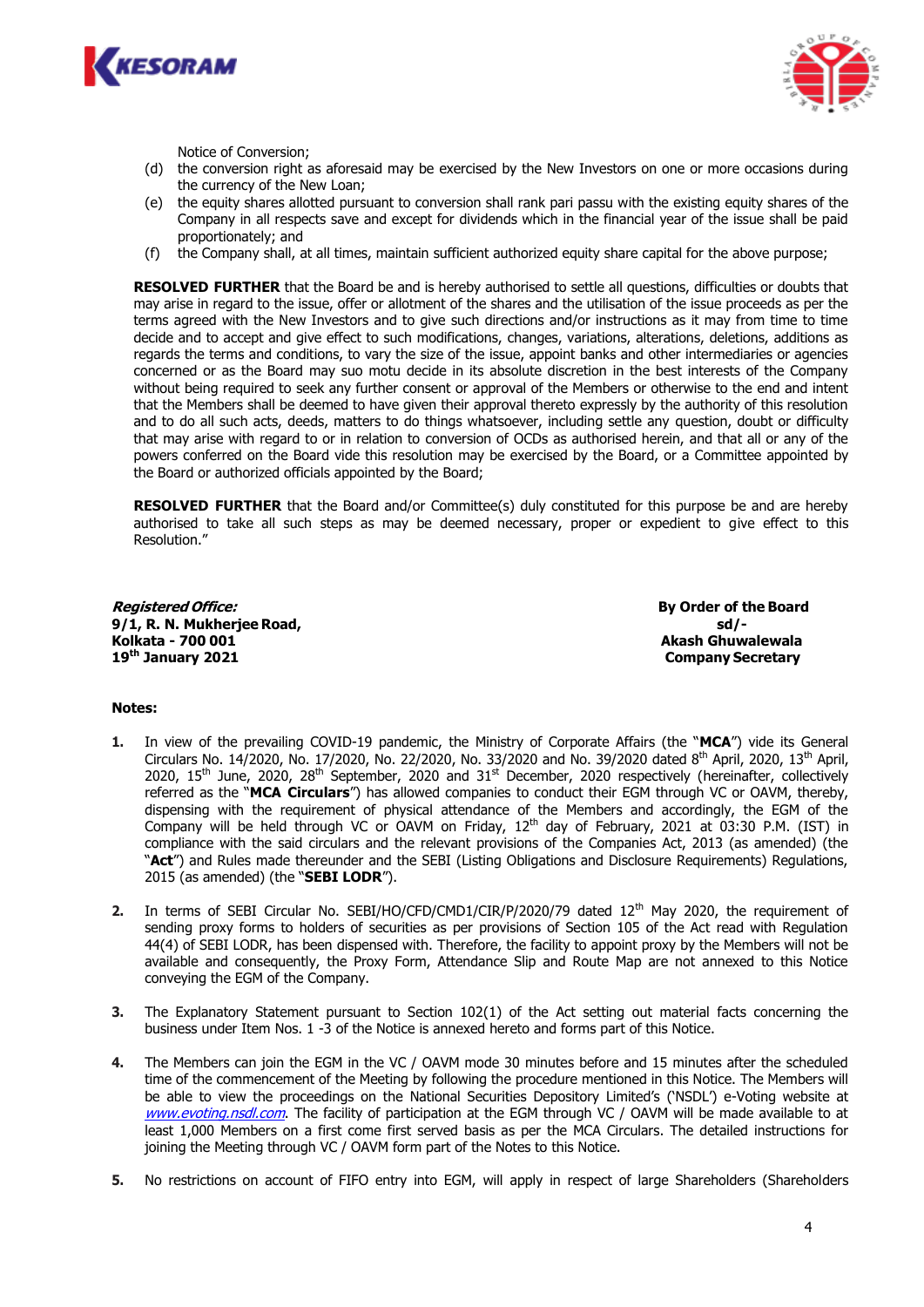Notice of Conversion;

(d) the conversion right as aforesaid may be exercised by the New Investors on one or more occasions during the currency of the New Loan;

(e) the equity shares allotted pursuant to conversion shall rank pari passu with the existing equity shares of the Company in all respects save and except for dividends which in the financial year of the issue shall be paid proportionately; and

(f) the Company shall, at all times, maintain sufficient authorized equity share capital for the above purpose;

**RESOLVED FURTHER** that the Board be and is hereby authorised to settle all questions, difficulties or doubts that may arise in regard to the issue, offer or allotment of the shares and the utilisation of the issue proceeds as per the terms agreed with the New Investors and to give such directions and/or instructions as it may from time to time decide and to accept and give effect to such modifications, changes, variations, alterations, deletions, additions as regards the terms and conditions, to vary the size of the issue, appoint banks and other intermediaries or agencies concerned or as the Board may suo motu decide in its absolute discretion in the best interests of the Company without being required to seek any further consent or approval of the Members or otherwise to the end and intent that the Members shall be deemed to have given their approval thereto expressly by the authority of this resolution and to do all such acts, deeds, matters to do things whatsoever, including settle any question, doubt or difficulty that may arise with regard to or in relation to conversion of OCDs as authorised herein, and that all or any of the powers conferred on the Board vide this resolution may be exercised by the Board, or a Committee appointed by the Board or authorized officials appointed by the Board;

**RESOLVED FURTHER** that the Board and/or Committee(s) duly constituted for this purpose be and are hereby authorised to take all such steps as may be deemed necessary, proper or expedient to give effect to this Resolution."

***Registered Office:***
**9/1, R. N. Mukherjee Road,**
**Kolkata - 700 001**
**19th January 2021**

**By Order of the Board**
**sd/-**
**Akash Ghuwalewala**
**Company Secretary**

**Notes:**

1. In view of the prevailing COVID-19 pandemic, the Ministry of Corporate Affairs (the "**MCA**") vide its General Circulars No. 14/2020, No. 17/2020, No. 22/2020, No. 33/2020 and No. 39/2020 dated 8th April, 2020, 13th April, 2020, 15th June, 2020, 28th September, 2020 and 31st December, 2020 respectively (hereinafter, collectively referred as the "**MCA Circulars**") has allowed companies to conduct their EGM through VC or OAVM, thereby, dispensing with the requirement of physical attendance of the Members and accordingly, the EGM of the Company will be held through VC or OAVM on Friday, 12th day of February, 2021 at 03:30 P.M. (IST) in compliance with the said circulars and the relevant provisions of the Companies Act, 2013 (as amended) (the "**Act**") and Rules made thereunder and the SEBI (Listing Obligations and Disclosure Requirements) Regulations, 2015 (as amended) (the "**SEBI LODR**").

2. In terms of SEBI Circular No. SEBI/HO/CFD/CMD1/CIR/P/2020/79 dated 12th May 2020, the requirement of sending proxy forms to holders of securities as per provisions of Section 105 of the Act read with Regulation 44(4) of SEBI LODR, has been dispensed with. Therefore, the facility to appoint proxy by the Members will not be available and consequently, the Proxy Form, Attendance Slip and Route Map are not annexed to this Notice conveying the EGM of the Company.

3. The Explanatory Statement pursuant to Section 102(1) of the Act setting out material facts concerning the business under Item Nos. 1 -3 of the Notice is annexed hereto and forms part of this Notice.

4. The Members can join the EGM in the VC / OAVM mode 30 minutes before and 15 minutes after the scheduled time of the commencement of the Meeting by following the procedure mentioned in this Notice. The Members will be able to view the proceedings on the National Securities Depository Limited's ('NSDL') e-Voting website at *www.evoting.nsdl.com*. The facility of participation at the EGM through VC / OAVM will be made available to at least 1,000 Members on a first come first served basis as per the MCA Circulars. The detailed instructions for joining the Meeting through VC / OAVM form part of the Notes to this Notice.

5. No restrictions on account of FIFO entry into EGM, will apply in respect of large Shareholders (Shareholders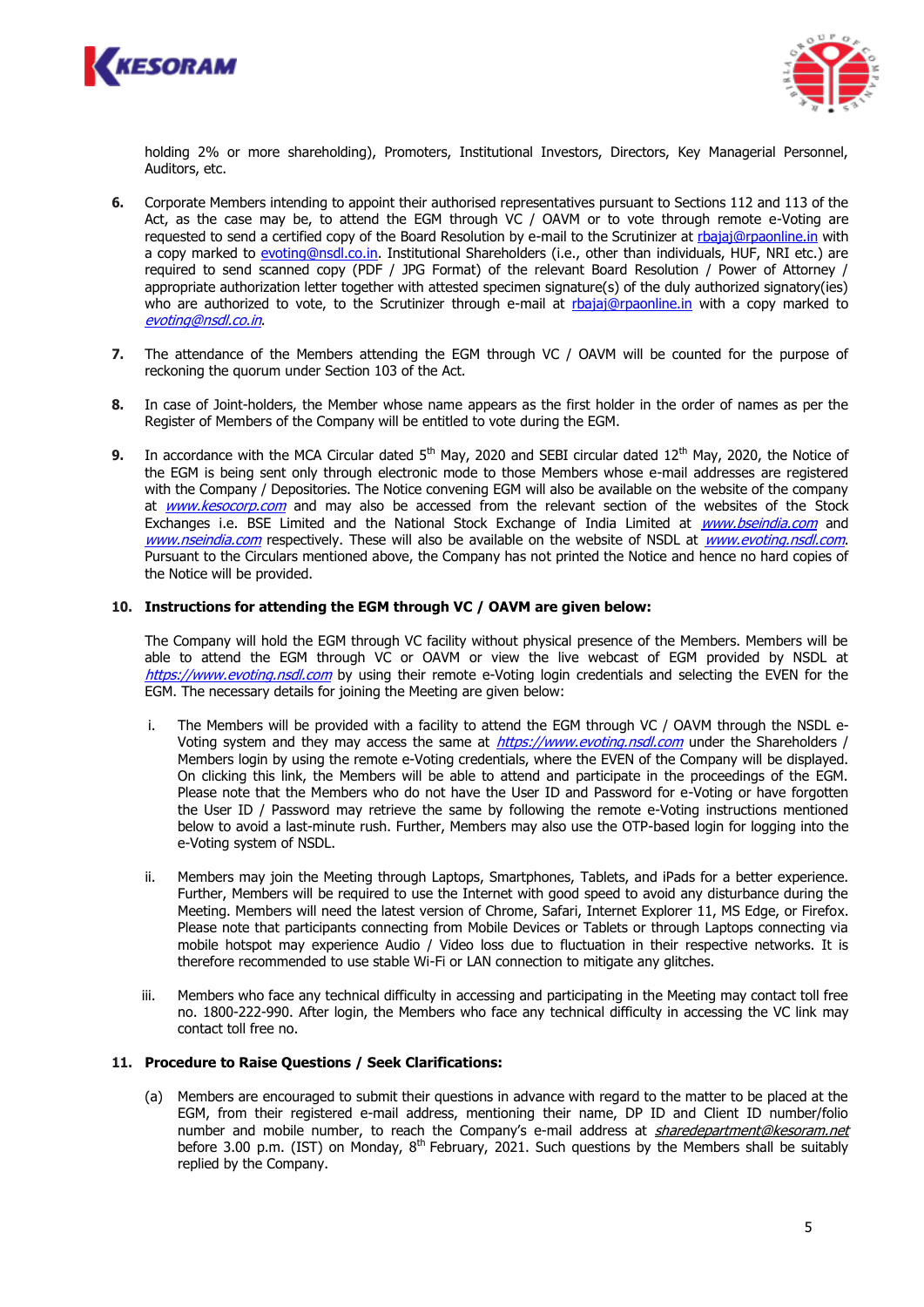holding 2% or more shareholding), Promoters, Institutional Investors, Directors, Key Managerial Personnel, Auditors, etc.

6. Corporate Members intending to appoint their authorised representatives pursuant to Sections 112 and 113 of the Act, as the case may be, to attend the EGM through VC / OAVM or to vote through remote e-Voting are requested to send a certified copy of the Board Resolution by e-mail to the Scrutinizer at rbajaj@rpaonline.in with a copy marked to evoting@nsdl.co.in. Institutional Shareholders (i.e., other than individuals, HUF, NRI etc.) are required to send scanned copy (PDF / JPG Format) of the relevant Board Resolution / Power of Attorney / appropriate authorization letter together with attested specimen signature(s) of the duly authorized signatory(ies) who are authorized to vote, to the Scrutinizer through e-mail at rbajaj@rpaonline.in with a copy marked to *evoting@nsdl.co.in*.

7. The attendance of the Members attending the EGM through VC / OAVM will be counted for the purpose of reckoning the quorum under Section 103 of the Act.

8. In case of Joint-holders, the Member whose name appears as the first holder in the order of names as per the Register of Members of the Company will be entitled to vote during the EGM.

9. In accordance with the MCA Circular dated 5th May, 2020 and SEBI circular dated 12th May, 2020, the Notice of the EGM is being sent only through electronic mode to those Members whose e-mail addresses are registered with the Company / Depositories. The Notice convening EGM will also be available on the website of the company at *www.kesocorp.com* and may also be accessed from the relevant section of the websites of the Stock Exchanges i.e. BSE Limited and the National Stock Exchange of India Limited at *www.bseindia.com* and *www.nseindia.com* respectively. These will also be available on the website of NSDL at *www.evoting.nsdl.com*. Pursuant to the Circulars mentioned above, the Company has not printed the Notice and hence no hard copies of the Notice will be provided.

10. **Instructions for attending the EGM through VC / OAVM are given below:**

    The Company will hold the EGM through VC facility without physical presence of the Members. Members will be able to attend the EGM through VC or OAVM or view the live webcast of EGM provided by NSDL at *https://www.evoting.nsdl.com* by using their remote e-Voting login credentials and selecting the EVEN for the EGM. The necessary details for joining the Meeting are given below:

    i. The Members will be provided with a facility to attend the EGM through VC / OAVM through the NSDL e-Voting system and they may access the same at *https://www.evoting.nsdl.com* under the Shareholders / Members login by using the remote e-Voting credentials, where the EVEN of the Company will be displayed. On clicking this link, the Members will be able to attend and participate in the proceedings of the EGM. Please note that the Members who do not have the User ID and Password for e-Voting or have forgotten the User ID / Password may retrieve the same by following the remote e-Voting instructions mentioned below to avoid a last-minute rush. Further, Members may also use the OTP-based login for logging into the e-Voting system of NSDL.

    ii. Members may join the Meeting through Laptops, Smartphones, Tablets, and iPads for a better experience. Further, Members will be required to use the Internet with good speed to avoid any disturbance during the Meeting. Members will need the latest version of Chrome, Safari, Internet Explorer 11, MS Edge, or Firefox. Please note that participants connecting from Mobile Devices or Tablets or through Laptops connecting via mobile hotspot may experience Audio / Video loss due to fluctuation in their respective networks. It is therefore recommended to use stable Wi-Fi or LAN connection to mitigate any glitches.

    iii. Members who face any technical difficulty in accessing and participating in the Meeting may contact toll free no. 1800-222-990. After login, the Members who face any technical difficulty in accessing the VC link may contact toll free no.

11. **Procedure to Raise Questions / Seek Clarifications:**

    (a) Members are encouraged to submit their questions in advance with regard to the matter to be placed at the EGM, from their registered e-mail address, mentioning their name, DP ID and Client ID number/folio number and mobile number, to reach the Company's e-mail address at *sharedepartment@kesoram.net* before 3.00 p.m. (IST) on Monday, 8th February, 2021. Such questions by the Members shall be suitably replied by the Company.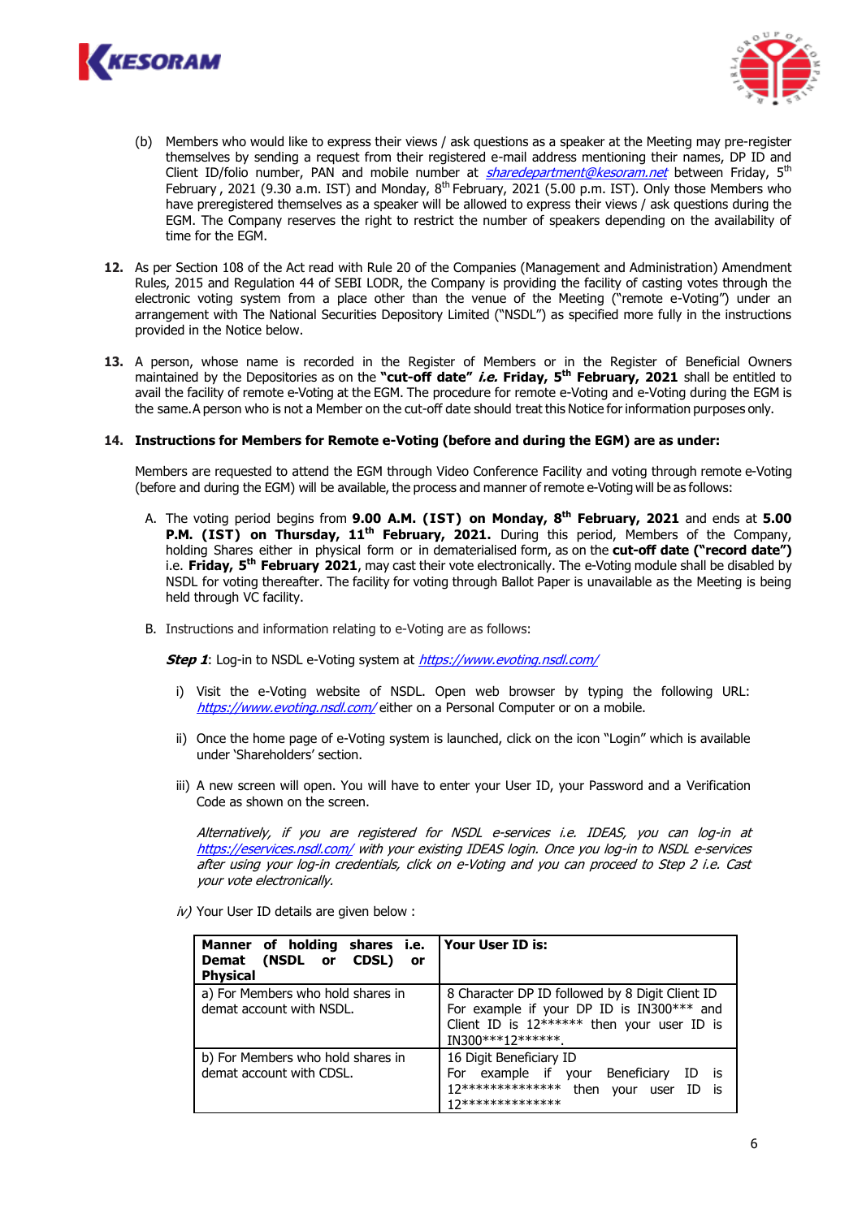(b) Members who would like to express their views / ask questions as a speaker at the Meeting may pre-register themselves by sending a request from their registered e-mail address mentioning their names, DP ID and Client ID/folio number, PAN and mobile number at *sharedepartment@kesoram.net* between Friday, 5th February , 2021 (9.30 a.m. IST) and Monday, 8th February, 2021 (5.00 p.m. IST). Only those Members who have preregistered themselves as a speaker will be allowed to express their views / ask questions during the EGM. The Company reserves the right to restrict the number of speakers depending on the availability of time for the EGM.

**12.** As per Section 108 of the Act read with Rule 20 of the Companies (Management and Administration) Amendment Rules, 2015 and Regulation 44 of SEBI LODR, the Company is providing the facility of casting votes through the electronic voting system from a place other than the venue of the Meeting ("remote e-Voting") under an arrangement with The National Securities Depository Limited ("NSDL") as specified more fully in the instructions provided in the Notice below.

**13.** A person, whose name is recorded in the Register of Members or in the Register of Beneficial Owners maintained by the Depositories as on the **"cut-off date"** ***i.e.*** **Friday, 5th February, 2021** shall be entitled to avail the facility of remote e-Voting at the EGM. The procedure for remote e-Voting and e-Voting during the EGM is the same.A person who is not a Member on the cut-off date should treat this Notice for information purposes only.

**14. Instructions for Members for Remote e-Voting (before and during the EGM) are as under:**

Members are requested to attend the EGM through Video Conference Facility and voting through remote e-Voting (before and during the EGM) will be available, the process and manner of remote e-Voting will be as follows:

A. The voting period begins from **9.00 A.M. (IST) on Monday, 8th February, 2021** and ends at **5.00 P.M. (IST) on Thursday, 11th February, 2021.** During this period, Members of the Company, holding Shares either in physical form or in dematerialised form, as on the **cut-off date ("record date")** i.e. **Friday, 5th February 2021**, may cast their vote electronically. The e-Voting module shall be disabled by NSDL for voting thereafter. The facility for voting through Ballot Paper is unavailable as the Meeting is being held through VC facility.

B. Instructions and information relating to e-Voting are as follows:

***Step 1***: Log-in to NSDL e-Voting system at *https://www.evoting.nsdl.com/*

i) Visit the e-Voting website of NSDL. Open web browser by typing the following URL: *https://www.evoting.nsdl.com/* either on a Personal Computer or on a mobile.

ii) Once the home page of e-Voting system is launched, click on the icon "Login" which is available under 'Shareholders' section.

iii) A new screen will open. You will have to enter your User ID, your Password and a Verification Code as shown on the screen.

*Alternatively, if you are registered for NSDL e-services i.e. IDEAS, you can log-in at https://eservices.nsdl.com/ with your existing IDEAS login. Once you log-in to NSDL e-services after using your log-in credentials, click on e-Voting and you can proceed to Step 2 i.e. Cast your vote electronically.*

*iv)* Your User ID details are given below :

| Manner of holding shares i.e. Demat (NSDL or CDSL) or Physical | Your User ID is: |
|---|---|
| a) For Members who hold shares in demat account with NSDL. | 8 Character DP ID followed by 8 Digit Client ID For example if your DP ID is IN300*** and Client ID is 12****** then your user ID is IN300***12******. |
| b) For Members who hold shares in demat account with CDSL. | 16 Digit Beneficiary ID For example if your Beneficiary ID is 12************** then your user ID is 12************** |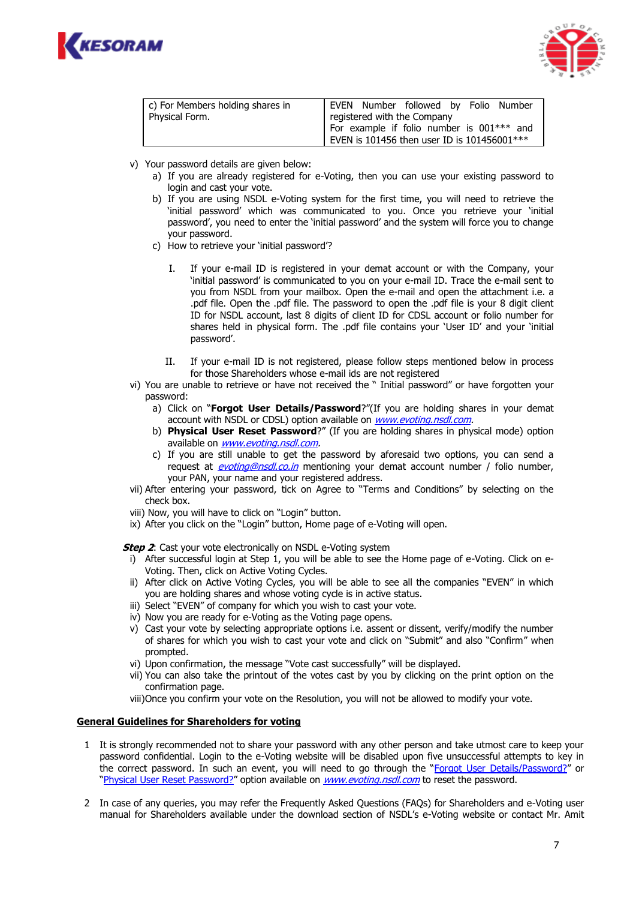| c) For Members holding shares in Physical Form. | EVEN Number followed by Folio Number registered with the Company<br>For example if folio number is 001*** and EVEN is 101456 then user ID is 101456001*** |
|---|---|

v) Your password details are given below:

  a) If you are already registered for e-Voting, then you can use your existing password to login and cast your vote.

  b) If you are using NSDL e-Voting system for the first time, you will need to retrieve the 'initial password' which was communicated to you. Once you retrieve your 'initial password', you need to enter the 'initial password' and the system will force you to change your password.

  c) How to retrieve your 'initial password'?

    I. If your e-mail ID is registered in your demat account or with the Company, your 'initial password' is communicated to you on your e-mail ID. Trace the e-mail sent to you from NSDL from your mailbox. Open the e-mail and open the attachment i.e. a .pdf file. Open the .pdf file. The password to open the .pdf file is your 8 digit client ID for NSDL account, last 8 digits of client ID for CDSL account or folio number for shares held in physical form. The .pdf file contains your 'User ID' and your 'initial password'.

    II. If your e-mail ID is not registered, please follow steps mentioned below in process for those Shareholders whose e-mail ids are not registered

vi) You are unable to retrieve or have not received the " Initial password" or have forgotten your password:

  a) Click on "**Forgot User Details/Password**?"(If you are holding shares in your demat account with NSDL or CDSL) option available on *www.evoting.nsdl.com.*

  b) **Physical User Reset Password**?" (If you are holding shares in physical mode) option available on *www.evoting.nsdl.com.*

  c) If you are still unable to get the password by aforesaid two options, you can send a request at *evoting@nsdl.co.in* mentioning your demat account number / folio number, your PAN, your name and your registered address.

vii) After entering your password, tick on Agree to "Terms and Conditions" by selecting on the check box.

viii) Now, you will have to click on "Login" button.

ix) After you click on the "Login" button, Home page of e-Voting will open.

***Step 2***: Cast your vote electronically on NSDL e-Voting system

i) After successful login at Step 1, you will be able to see the Home page of e-Voting. Click on e-Voting. Then, click on Active Voting Cycles.

ii) After click on Active Voting Cycles, you will be able to see all the companies "EVEN" in which you are holding shares and whose voting cycle is in active status.

iii) Select "EVEN" of company for which you wish to cast your vote.

iv) Now you are ready for e-Voting as the Voting page opens.

v) Cast your vote by selecting appropriate options i.e. assent or dissent, verify/modify the number of shares for which you wish to cast your vote and click on "Submit" and also "Confirm" when prompted.

vi) Upon confirmation, the message "Vote cast successfully" will be displayed.

vii) You can also take the printout of the votes cast by you by clicking on the print option on the confirmation page.

viii)Once you confirm your vote on the Resolution, you will not be allowed to modify your vote.

**General Guidelines for Shareholders for voting**

1. It is strongly recommended not to share your password with any other person and take utmost care to keep your password confidential. Login to the e-Voting website will be disabled upon five unsuccessful attempts to key in the correct password. In such an event, you will need to go through the "Forgot User Details/Password?" or "Physical User Reset Password?" option available on *www.evoting.nsdl.com* to reset the password.

2. In case of any queries, you may refer the Frequently Asked Questions (FAQs) for Shareholders and e-Voting user manual for Shareholders available under the download section of NSDL's e-Voting website or contact Mr. Amit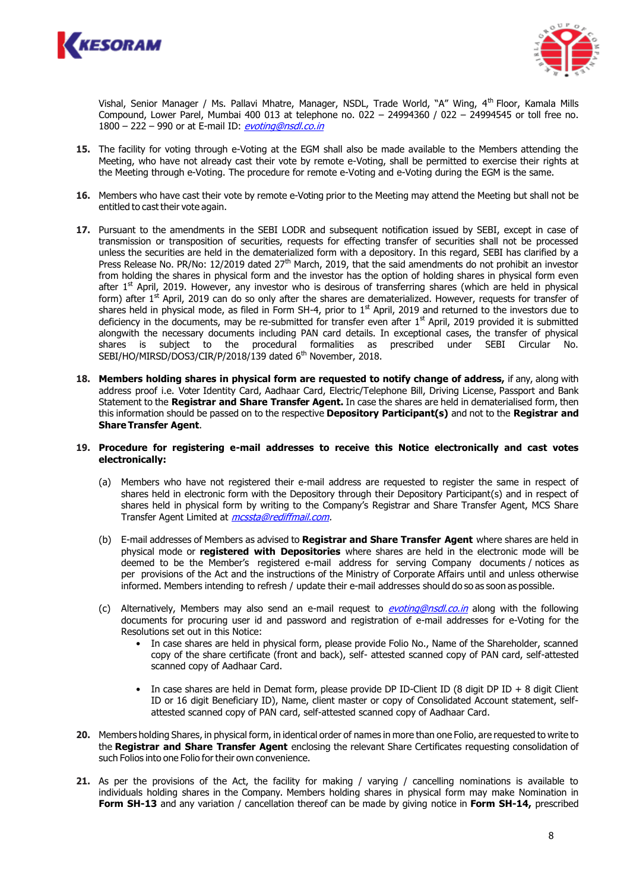Vishal, Senior Manager / Ms. Pallavi Mhatre, Manager, NSDL, Trade World, "A" Wing, 4th Floor, Kamala Mills Compound, Lower Parel, Mumbai 400 013 at telephone no. 022 – 24994360 / 022 – 24994545 or toll free no. 1800 – 222 – 990 or at E-mail ID: *evoting@nsdl.co.in*

**15.** The facility for voting through e-Voting at the EGM shall also be made available to the Members attending the Meeting, who have not already cast their vote by remote e-Voting, shall be permitted to exercise their rights at the Meeting through e-Voting. The procedure for remote e-Voting and e-Voting during the EGM is the same.

**16.** Members who have cast their vote by remote e-Voting prior to the Meeting may attend the Meeting but shall not be entitled to cast their vote again.

**17.** Pursuant to the amendments in the SEBI LODR and subsequent notification issued by SEBI, except in case of transmission or transposition of securities, requests for effecting transfer of securities shall not be processed unless the securities are held in the dematerialized form with a depository. In this regard, SEBI has clarified by a Press Release No. PR/No: 12/2019 dated 27th March, 2019, that the said amendments do not prohibit an investor from holding the shares in physical form and the investor has the option of holding shares in physical form even after 1st April, 2019. However, any investor who is desirous of transferring shares (which are held in physical form) after 1st April, 2019 can do so only after the shares are dematerialized. However, requests for transfer of shares held in physical mode, as filed in Form SH-4, prior to 1st April, 2019 and returned to the investors due to deficiency in the documents, may be re-submitted for transfer even after 1st April, 2019 provided it is submitted alongwith the necessary documents including PAN card details. In exceptional cases, the transfer of physical shares is subject to the procedural formalities as prescribed under SEBI Circular No. SEBI/HO/MIRSD/DOS3/CIR/P/2018/139 dated 6th November, 2018.

**18.** **Members holding shares in physical form are requested to notify change of address,** if any, along with address proof i.e. Voter Identity Card, Aadhaar Card, Electric/Telephone Bill, Driving License, Passport and Bank Statement to the **Registrar and Share Transfer Agent.** In case the shares are held in dematerialised form, then this information should be passed on to the respective **Depository Participant(s)** and not to the **Registrar and Share Transfer Agent**.

**19.** **Procedure for registering e-mail addresses to receive this Notice electronically and cast votes electronically:**

(a) Members who have not registered their e-mail address are requested to register the same in respect of shares held in electronic form with the Depository through their Depository Participant(s) and in respect of shares held in physical form by writing to the Company's Registrar and Share Transfer Agent, MCS Share Transfer Agent Limited at *mcssta@rediffmail.com*.

(b) E-mail addresses of Members as advised to **Registrar and Share Transfer Agent** where shares are held in physical mode or **registered with Depositories** where shares are held in the electronic mode will be deemed to be the Member's registered e-mail address for serving Company documents / notices as per provisions of the Act and the instructions of the Ministry of Corporate Affairs until and unless otherwise informed. Members intending to refresh / update their e-mail addresses should do so as soon as possible.

(c) Alternatively, Members may also send an e-mail request to *evoting@nsdl.co.in* along with the following documents for procuring user id and password and registration of e-mail addresses for e-Voting for the Resolutions set out in this Notice:

- In case shares are held in physical form, please provide Folio No., Name of the Shareholder, scanned copy of the share certificate (front and back), self- attested scanned copy of PAN card, self-attested scanned copy of Aadhaar Card.

- In case shares are held in Demat form, please provide DP ID-Client ID (8 digit DP ID + 8 digit Client ID or 16 digit Beneficiary ID), Name, client master or copy of Consolidated Account statement, self-attested scanned copy of PAN card, self-attested scanned copy of Aadhaar Card.

**20.** Members holding Shares, in physical form, in identical order of names in more than one Folio, are requested to write to the **Registrar and Share Transfer Agent** enclosing the relevant Share Certificates requesting consolidation of such Folios into one Folio for their own convenience.

**21.** As per the provisions of the Act, the facility for making / varying / cancelling nominations is available to individuals holding shares in the Company. Members holding shares in physical form may make Nomination in **Form SH-13** and any variation / cancellation thereof can be made by giving notice in **Form SH-14,** prescribed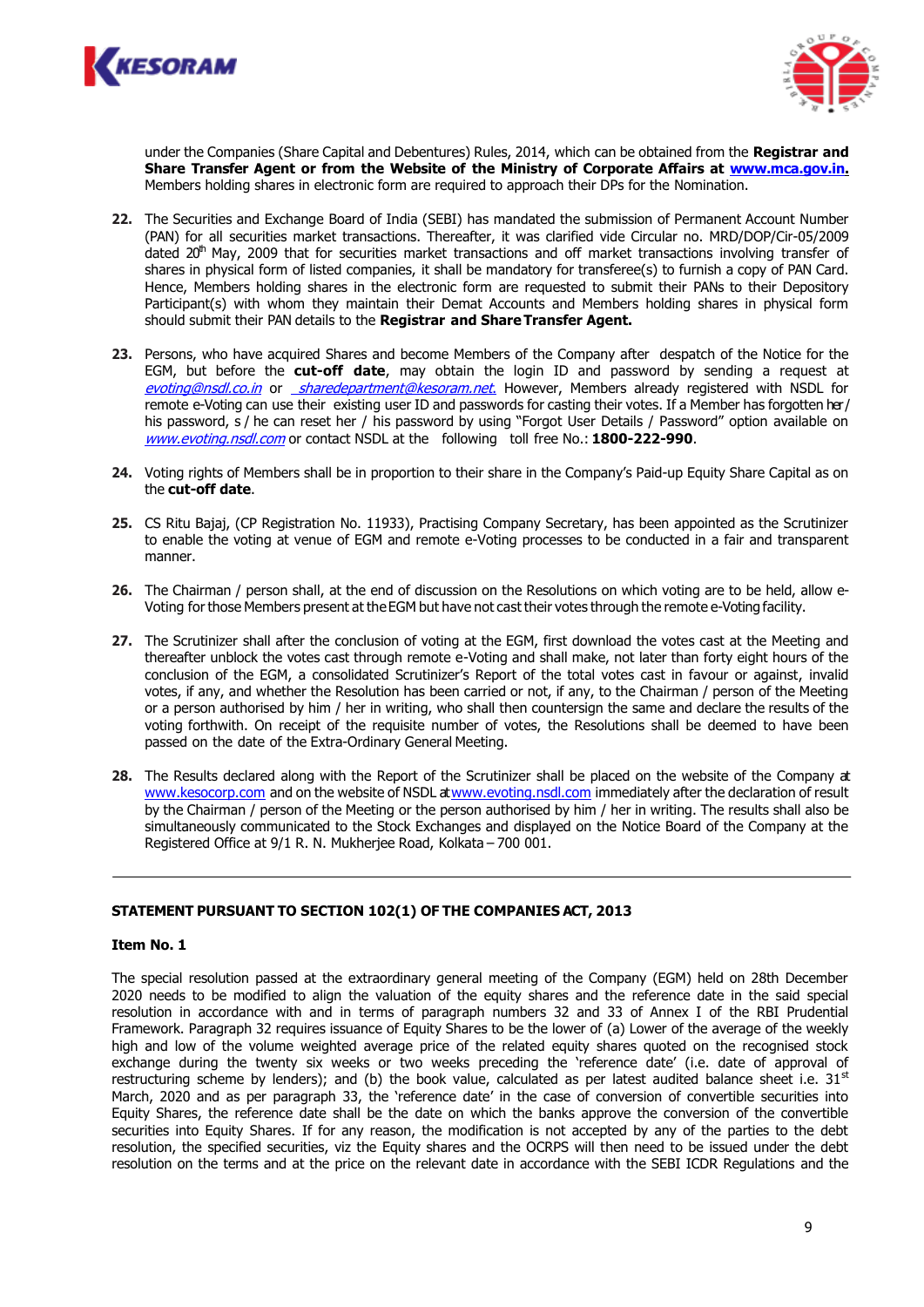under the Companies (Share Capital and Debentures) Rules, 2014, which can be obtained from the **Registrar and Share Transfer Agent or from the Website of the Ministry of Corporate Affairs at www.mca.gov.in.** Members holding shares in electronic form are required to approach their DPs for the Nomination.

22. The Securities and Exchange Board of India (SEBI) has mandated the submission of Permanent Account Number (PAN) for all securities market transactions. Thereafter, it was clarified vide Circular no. MRD/DOP/Cir-05/2009 dated 20th May, 2009 that for securities market transactions and off market transactions involving transfer of shares in physical form of listed companies, it shall be mandatory for transferee(s) to furnish a copy of PAN Card. Hence, Members holding shares in the electronic form are requested to submit their PANs to their Depository Participant(s) with whom they maintain their Demat Accounts and Members holding shares in physical form should submit their PAN details to the **Registrar and Share Transfer Agent.**

23. Persons, who have acquired Shares and become Members of the Company after despatch of the Notice for the EGM, but before the **cut-off date**, may obtain the login ID and password by sending a request at *evoting@nsdl.co.in* or *sharedepartment@kesoram.net*. However, Members already registered with NSDL for remote e-Voting can use their existing user ID and passwords for casting their votes. If a Member has forgotten her / his password, s / he can reset her / his password by using "Forgot User Details / Password" option available on *www.evoting.nsdl.com* or contact NSDL at the following toll free No.: **1800-222-990**.

24. Voting rights of Members shall be in proportion to their share in the Company's Paid-up Equity Share Capital as on the **cut-off date**.

25. CS Ritu Bajaj, (CP Registration No. 11933), Practising Company Secretary, has been appointed as the Scrutinizer to enable the voting at venue of EGM and remote e-Voting processes to be conducted in a fair and transparent manner.

26. The Chairman / person shall, at the end of discussion on the Resolutions on which voting are to be held, allow e-Voting for those Members present at the EGM but have not cast their votes through the remote e-Voting facility.

27. The Scrutinizer shall after the conclusion of voting at the EGM, first download the votes cast at the Meeting and thereafter unblock the votes cast through remote e-Voting and shall make, not later than forty eight hours of the conclusion of the EGM, a consolidated Scrutinizer's Report of the total votes cast in favour or against, invalid votes, if any, and whether the Resolution has been carried or not, if any, to the Chairman / person of the Meeting or a person authorised by him / her in writing, who shall then countersign the same and declare the results of the voting forthwith. On receipt of the requisite number of votes, the Resolutions shall be deemed to have been passed on the date of the Extra-Ordinary General Meeting.

28. The Results declared along with the Report of the Scrutinizer shall be placed on the website of the Company at www.kesocorp.com and on the website of NSDL at www.evoting.nsdl.com immediately after the declaration of result by the Chairman / person of the Meeting or the person authorised by him / her in writing. The results shall also be simultaneously communicated to the Stock Exchanges and displayed on the Notice Board of the Company at the Registered Office at 9/1 R. N. Mukherjee Road, Kolkata – 700 001.

---

**STATEMENT PURSUANT TO SECTION 102(1) OF THE COMPANIES ACT, 2013**

**Item No. 1**

The special resolution passed at the extraordinary general meeting of the Company (EGM) held on 28th December 2020 needs to be modified to align the valuation of the equity shares and the reference date in the said special resolution in accordance with and in terms of paragraph numbers 32 and 33 of Annex I of the RBI Prudential Framework. Paragraph 32 requires issuance of Equity Shares to be the lower of (a) Lower of the average of the weekly high and low of the volume weighted average price of the related equity shares quoted on the recognised stock exchange during the twenty six weeks or two weeks preceding the 'reference date' (i.e. date of approval of restructuring scheme by lenders); and (b) the book value, calculated as per latest audited balance sheet i.e. 31st March, 2020 and as per paragraph 33, the 'reference date' in the case of conversion of convertible securities into Equity Shares, the reference date shall be the date on which the banks approve the conversion of the convertible securities into Equity Shares. If for any reason, the modification is not accepted by any of the parties to the debt resolution, the specified securities, viz the Equity shares and the OCRPS will then need to be issued under the debt resolution on the terms and at the price on the relevant date in accordance with the SEBI ICDR Regulations and the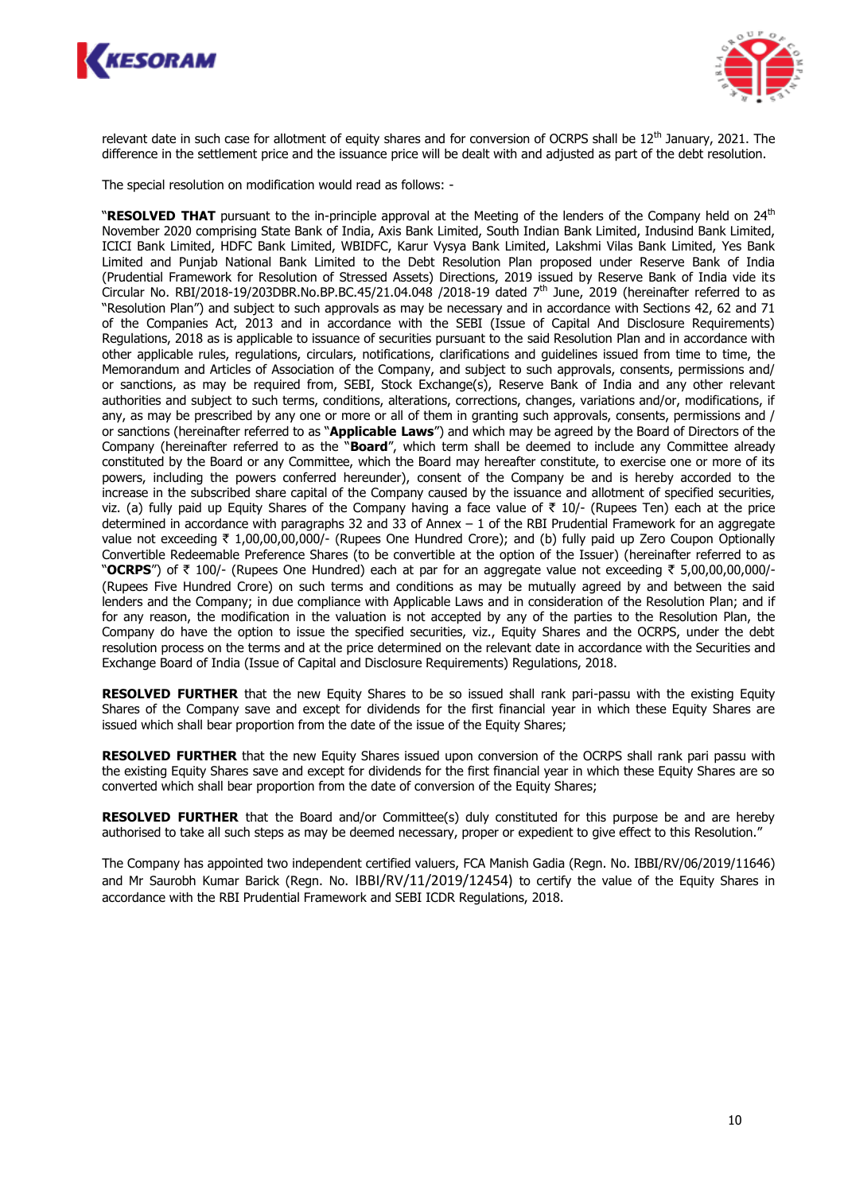relevant date in such case for allotment of equity shares and for conversion of OCRPS shall be 12th January, 2021. The difference in the settlement price and the issuance price will be dealt with and adjusted as part of the debt resolution.

The special resolution on modification would read as follows: -

"**RESOLVED THAT** pursuant to the in-principle approval at the Meeting of the lenders of the Company held on 24th November 2020 comprising State Bank of India, Axis Bank Limited, South Indian Bank Limited, Indusind Bank Limited, ICICI Bank Limited, HDFC Bank Limited, WBIDFC, Karur Vysya Bank Limited, Lakshmi Vilas Bank Limited, Yes Bank Limited and Punjab National Bank Limited to the Debt Resolution Plan proposed under Reserve Bank of India (Prudential Framework for Resolution of Stressed Assets) Directions, 2019 issued by Reserve Bank of India vide its Circular No. RBI/2018-19/203DBR.No.BP.BC.45/21.04.048 /2018-19 dated 7th June, 2019 (hereinafter referred to as "Resolution Plan") and subject to such approvals as may be necessary and in accordance with Sections 42, 62 and 71 of the Companies Act, 2013 and in accordance with the SEBI (Issue of Capital And Disclosure Requirements) Regulations, 2018 as is applicable to issuance of securities pursuant to the said Resolution Plan and in accordance with other applicable rules, regulations, circulars, notifications, clarifications and guidelines issued from time to time, the Memorandum and Articles of Association of the Company, and subject to such approvals, consents, permissions and/ or sanctions, as may be required from, SEBI, Stock Exchange(s), Reserve Bank of India and any other relevant authorities and subject to such terms, conditions, alterations, corrections, changes, variations and/or, modifications, if any, as may be prescribed by any one or more or all of them in granting such approvals, consents, permissions and / or sanctions (hereinafter referred to as "**Applicable Laws**") and which may be agreed by the Board of Directors of the Company (hereinafter referred to as the "**Board**", which term shall be deemed to include any Committee already constituted by the Board or any Committee, which the Board may hereafter constitute, to exercise one or more of its powers, including the powers conferred hereunder), consent of the Company be and is hereby accorded to the increase in the subscribed share capital of the Company caused by the issuance and allotment of specified securities, viz. (a) fully paid up Equity Shares of the Company having a face value of ₹ 10/- (Rupees Ten) each at the price determined in accordance with paragraphs 32 and 33 of Annex – 1 of the RBI Prudential Framework for an aggregate value not exceeding ₹ 1,00,00,00,000/- (Rupees One Hundred Crore); and (b) fully paid up Zero Coupon Optionally Convertible Redeemable Preference Shares (to be convertible at the option of the Issuer) (hereinafter referred to as "**OCRPS**") of ₹ 100/- (Rupees One Hundred) each at par for an aggregate value not exceeding ₹ 5,00,00,00,000/- (Rupees Five Hundred Crore) on such terms and conditions as may be mutually agreed by and between the said lenders and the Company; in due compliance with Applicable Laws and in consideration of the Resolution Plan; and if for any reason, the modification in the valuation is not accepted by any of the parties to the Resolution Plan, the Company do have the option to issue the specified securities, viz., Equity Shares and the OCRPS, under the debt resolution process on the terms and at the price determined on the relevant date in accordance with the Securities and Exchange Board of India (Issue of Capital and Disclosure Requirements) Regulations, 2018.

**RESOLVED FURTHER** that the new Equity Shares to be so issued shall rank pari-passu with the existing Equity Shares of the Company save and except for dividends for the first financial year in which these Equity Shares are issued which shall bear proportion from the date of the issue of the Equity Shares;

**RESOLVED FURTHER** that the new Equity Shares issued upon conversion of the OCRPS shall rank pari passu with the existing Equity Shares save and except for dividends for the first financial year in which these Equity Shares are so converted which shall bear proportion from the date of conversion of the Equity Shares;

**RESOLVED FURTHER** that the Board and/or Committee(s) duly constituted for this purpose be and are hereby authorised to take all such steps as may be deemed necessary, proper or expedient to give effect to this Resolution."

The Company has appointed two independent certified valuers, FCA Manish Gadia (Regn. No. IBBI/RV/06/2019/11646) and Mr Saurobh Kumar Barick (Regn. No. IBBI/RV/11/2019/12454) to certify the value of the Equity Shares in accordance with the RBI Prudential Framework and SEBI ICDR Regulations, 2018.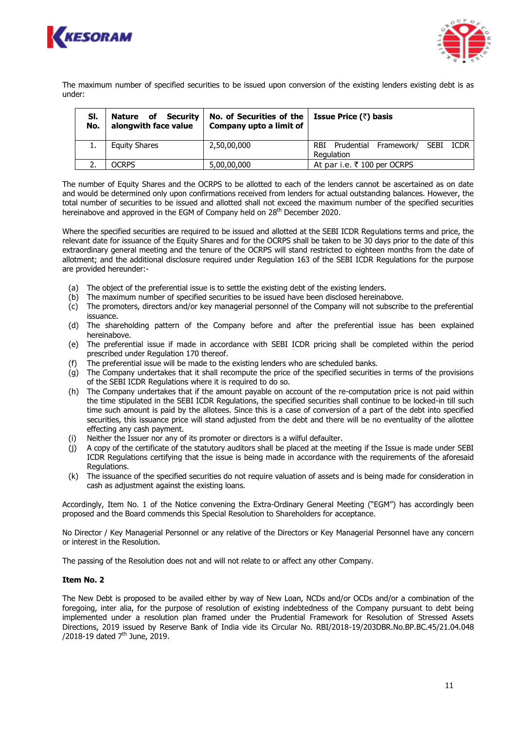The maximum number of specified securities to be issued upon conversion of the existing lenders existing debt is as under:

| Sl. No. | Nature of Security alongwith face value | No. of Securities of the Company upto a limit of | Issue Price (₹) basis |
|---|---|---|---|
| 1. | Equity Shares | 2,50,00,000 | RBI Prudential Framework/ SEBI ICDR Regulation |
| 2. | OCRPS | 5,00,00,000 | At par i.e. ₹ 100 per OCRPS |

The number of Equity Shares and the OCRPS to be allotted to each of the lenders cannot be ascertained as on date and would be determined only upon confirmations received from lenders for actual outstanding balances. However, the total number of securities to be issued and allotted shall not exceed the maximum number of the specified securities hereinabove and approved in the EGM of Company held on 28th December 2020.

Where the specified securities are required to be issued and allotted at the SEBI ICDR Regulations terms and price, the relevant date for issuance of the Equity Shares and for the OCRPS shall be taken to be 30 days prior to the date of this extraordinary general meeting and the tenure of the OCRPS will stand restricted to eighteen months from the date of allotment; and the additional disclosure required under Regulation 163 of the SEBI ICDR Regulations for the purpose are provided hereunder:-

(a) The object of the preferential issue is to settle the existing debt of the existing lenders.
(b) The maximum number of specified securities to be issued have been disclosed hereinabove.
(c) The promoters, directors and/or key managerial personnel of the Company will not subscribe to the preferential issuance.
(d) The shareholding pattern of the Company before and after the preferential issue has been explained hereinabove.
(e) The preferential issue if made in accordance with SEBI ICDR pricing shall be completed within the period prescribed under Regulation 170 thereof.
(f) The preferential issue will be made to the existing lenders who are scheduled banks.
(g) The Company undertakes that it shall recompute the price of the specified securities in terms of the provisions of the SEBI ICDR Regulations where it is required to do so.
(h) The Company undertakes that if the amount payable on account of the re-computation price is not paid within the time stipulated in the SEBI ICDR Regulations, the specified securities shall continue to be locked-in till such time such amount is paid by the allotees. Since this is a case of conversion of a part of the debt into specified securities, this issuance price will stand adjusted from the debt and there will be no eventuality of the allottee effecting any cash payment.
(i) Neither the Issuer nor any of its promoter or directors is a wilful defaulter.
(j) A copy of the certificate of the statutory auditors shall be placed at the meeting if the Issue is made under SEBI ICDR Regulations certifying that the issue is being made in accordance with the requirements of the aforesaid Regulations.
(k) The issuance of the specified securities do not require valuation of assets and is being made for consideration in cash as adjustment against the existing loans.

Accordingly, Item No. 1 of the Notice convening the Extra-Ordinary General Meeting ("EGM") has accordingly been proposed and the Board commends this Special Resolution to Shareholders for acceptance.

No Director / Key Managerial Personnel or any relative of the Directors or Key Managerial Personnel have any concern or interest in the Resolution.

The passing of the Resolution does not and will not relate to or affect any other Company.

**Item No. 2**

The New Debt is proposed to be availed either by way of New Loan, NCDs and/or OCDs and/or a combination of the foregoing, inter alia, for the purpose of resolution of existing indebtedness of the Company pursuant to debt being implemented under a resolution plan framed under the Prudential Framework for Resolution of Stressed Assets Directions, 2019 issued by Reserve Bank of India vide its Circular No. RBI/2018-19/203DBR.No.BP.BC.45/21.04.048 /2018-19 dated 7th June, 2019.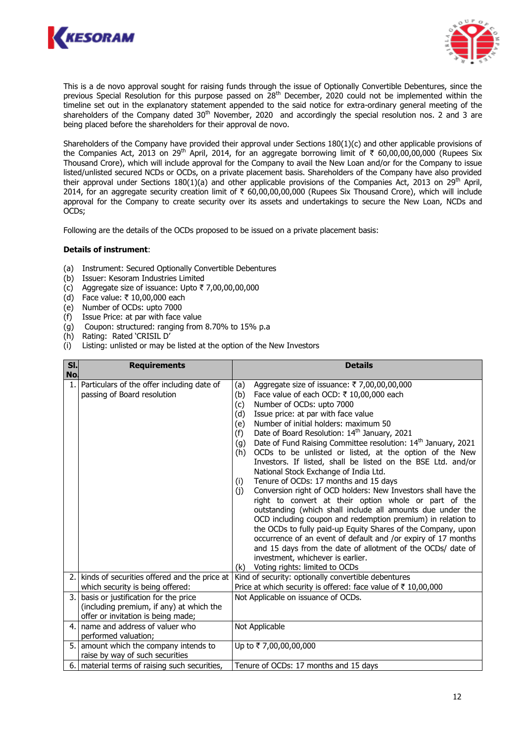This is a de novo approval sought for raising funds through the issue of Optionally Convertible Debentures, since the previous Special Resolution for this purpose passed on 28th December, 2020 could not be implemented within the timeline set out in the explanatory statement appended to the said notice for extra-ordinary general meeting of the shareholders of the Company dated 30th November, 2020 and accordingly the special resolution nos. 2 and 3 are being placed before the shareholders for their approval de novo.

Shareholders of the Company have provided their approval under Sections 180(1)(c) and other applicable provisions of the Companies Act, 2013 on 29th April, 2014, for an aggregate borrowing limit of ₹ 60,00,00,00,000 (Rupees Six Thousand Crore), which will include approval for the Company to avail the New Loan and/or for the Company to issue listed/unlisted secured NCDs or OCDs, on a private placement basis. Shareholders of the Company have also provided their approval under Sections 180(1)(a) and other applicable provisions of the Companies Act, 2013 on 29th April, 2014, for an aggregate security creation limit of ₹ 60,00,00,00,000 (Rupees Six Thousand Crore), which will include approval for the Company to create security over its assets and undertakings to secure the New Loan, NCDs and OCDs;

Following are the details of the OCDs proposed to be issued on a private placement basis:

**Details of instrument**:

(a) Instrument: Secured Optionally Convertible Debentures
(b) Issuer: Kesoram Industries Limited
(c) Aggregate size of issuance: Upto ₹ 7,00,00,00,000
(d) Face value: ₹ 10,00,000 each
(e) Number of OCDs: upto 7000
(f) Issue Price: at par with face value
(g) Coupon: structured: ranging from 8.70% to 15% p.a
(h) Rating: Rated 'CRISIL D'
(i) Listing: unlisted or may be listed at the option of the New Investors

| Sl. No. | Requirements | Details |
|---|---|---|
| 1. | Particulars of the offer including date of passing of Board resolution | (a) Aggregate size of issuance: ₹ 7,00,00,00,000<br>(b) Face value of each OCD: ₹ 10,00,000 each<br>(c) Number of OCDs: upto 7000<br>(d) Issue price: at par with face value<br>(e) Number of initial holders: maximum 50<br>(f) Date of Board Resolution: 14th January, 2021<br>(g) Date of Fund Raising Committee resolution: 14th January, 2021<br>(h) OCDs to be unlisted or listed, at the option of the New Investors. If listed, shall be listed on the BSE Ltd. and/or National Stock Exchange of India Ltd.<br>(i) Tenure of OCDs: 17 months and 15 days<br>(j) Conversion right of OCD holders: New Investors shall have the right to convert at their option whole or part of the outstanding (which shall include all amounts due under the OCD including coupon and redemption premium) in relation to the OCDs to fully paid-up Equity Shares of the Company, upon occurrence of an event of default and /or expiry of 17 months and 15 days from the date of allotment of the OCDs/ date of investment, whichever is earlier.<br>(k) Voting rights: limited to OCDs |
| 2. | kinds of securities offered and the price at which security is being offered: | Kind of security: optionally convertible debentures<br>Price at which security is offered: face value of ₹ 10,00,000 |
| 3. | basis or justification for the price (including premium, if any) at which the offer or invitation is being made; | Not Applicable on issuance of OCDs. |
| 4. | name and address of valuer who performed valuation; | Not Applicable |
| 5. | amount which the company intends to raise by way of such securities | Up to ₹ 7,00,00,00,000 |
| 6. | material terms of raising such securities, | Tenure of OCDs: 17 months and 15 days |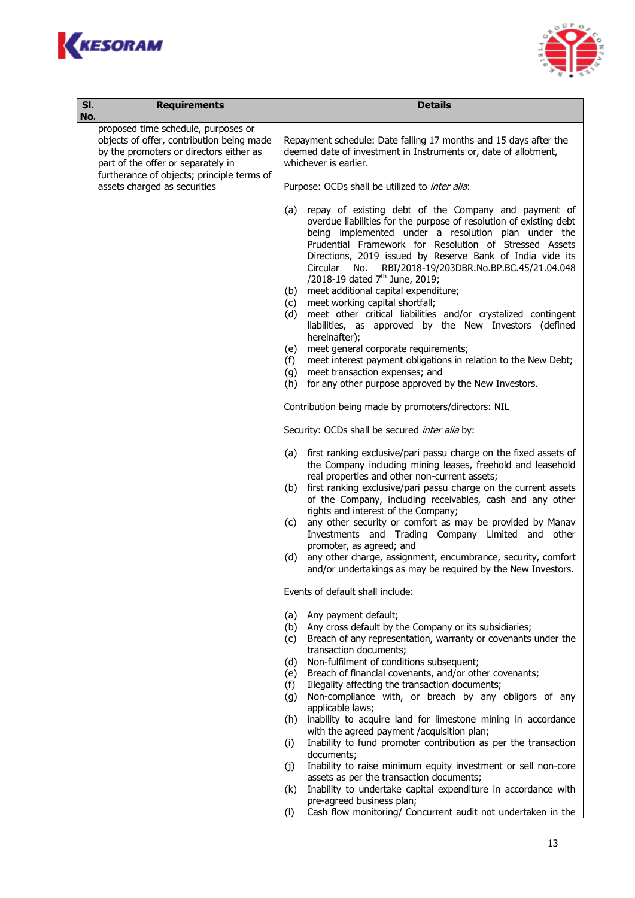| Sl. No. | Requirements | Details |
|---|---|---|
| | proposed time schedule, purposes or objects of offer, contribution being made by the promoters or directors either as part of the offer or separately in furtherance of objects; principle terms of assets charged as securities | Repayment schedule: Date falling 17 months and 15 days after the deemed date of investment in Instruments or, date of allotment, whichever is earlier.<br><br>Purpose: OCDs shall be utilized to *inter alia*:<br><br>(a) repay of existing debt of the Company and payment of overdue liabilities for the purpose of resolution of existing debt being implemented under a resolution plan under the Prudential Framework for Resolution of Stressed Assets Directions, 2019 issued by Reserve Bank of India vide its Circular No. RBI/2018-19/203DBR.No.BP.BC.45/21.04.048 /2018-19 dated 7th June, 2019;<br>(b) meet additional capital expenditure;<br>(c) meet working capital shortfall;<br>(d) meet other critical liabilities and/or crystalized contingent liabilities, as approved by the New Investors (defined hereinafter);<br>(e) meet general corporate requirements;<br>(f) meet interest payment obligations in relation to the New Debt;<br>(g) meet transaction expenses; and<br>(h) for any other purpose approved by the New Investors.<br><br>Contribution being made by promoters/directors: NIL<br><br>Security: OCDs shall be secured *inter alia* by:<br><br>(a) first ranking exclusive/pari passu charge on the fixed assets of the Company including mining leases, freehold and leasehold real properties and other non-current assets;<br>(b) first ranking exclusive/pari passu charge on the current assets of the Company, including receivables, cash and any other rights and interest of the Company;<br>(c) any other security or comfort as may be provided by Manav Investments and Trading Company Limited and other promoter, as agreed; and<br>(d) any other charge, assignment, encumbrance, security, comfort and/or undertakings as may be required by the New Investors.<br><br>Events of default shall include:<br><br>(a) Any payment default;<br>(b) Any cross default by the Company or its subsidiaries;<br>(c) Breach of any representation, warranty or covenants under the transaction documents;<br>(d) Non-fulfilment of conditions subsequent;<br>(e) Breach of financial covenants, and/or other covenants;<br>(f) Illegality affecting the transaction documents;<br>(g) Non-compliance with, or breach by any obligors of any applicable laws;<br>(h) inability to acquire land for limestone mining in accordance with the agreed payment /acquisition plan;<br>(i) Inability to fund promoter contribution as per the transaction documents;<br>(j) Inability to raise minimum equity investment or sell non-core assets as per the transaction documents;<br>(k) Inability to undertake capital expenditure in accordance with pre-agreed business plan;<br>(l) Cash flow monitoring/ Concurrent audit not undertaken in the |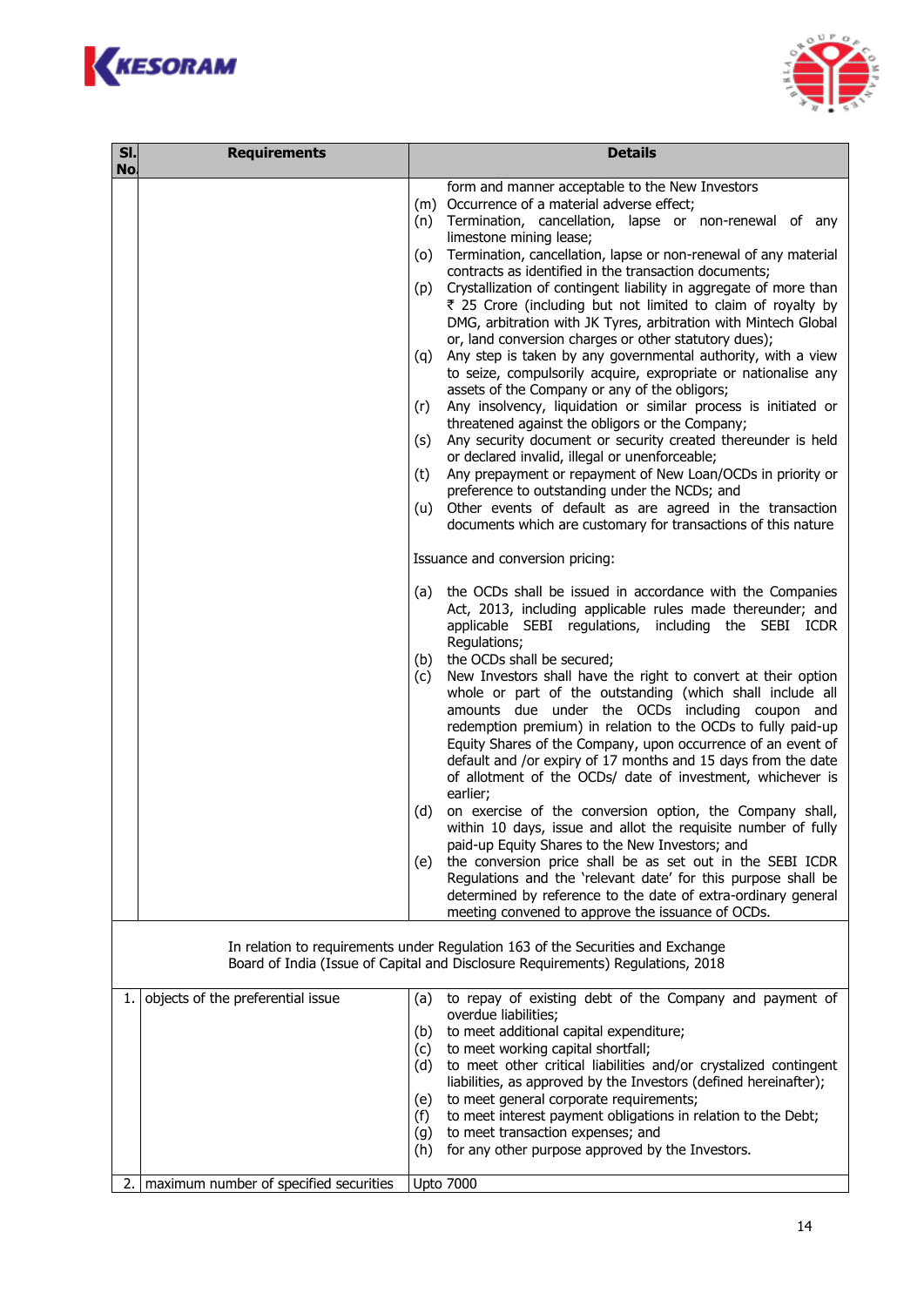| Sl. No. | Requirements | Details |
|---|---|---|
| | | form and manner acceptable to the New Investors<br>(m) Occurrence of a material adverse effect;<br>(n) Termination, cancellation, lapse or non-renewal of any limestone mining lease;<br>(o) Termination, cancellation, lapse or non-renewal of any material contracts as identified in the transaction documents;<br>(p) Crystallization of contingent liability in aggregate of more than ₹ 25 Crore (including but not limited to claim of royalty by DMG, arbitration with JK Tyres, arbitration with Mintech Global or, land conversion charges or other statutory dues);<br>(q) Any step is taken by any governmental authority, with a view to seize, compulsorily acquire, expropriate or nationalise any assets of the Company or any of the obligors;<br>(r) Any insolvency, liquidation or similar process is initiated or threatened against the obligors or the Company;<br>(s) Any security document or security created thereunder is held or declared invalid, illegal or unenforceable;<br>(t) Any prepayment or repayment of New Loan/OCDs in priority or preference to outstanding under the NCDs; and<br>(u) Other events of default as are agreed in the transaction documents which are customary for transactions of this nature<br><br>Issuance and conversion pricing:<br><br>(a) the OCDs shall be issued in accordance with the Companies Act, 2013, including applicable rules made thereunder; and applicable SEBI regulations, including the SEBI ICDR Regulations;<br>(b) the OCDs shall be secured;<br>(c) New Investors shall have the right to convert at their option whole or part of the outstanding (which shall include all amounts due under the OCDs including coupon and redemption premium) in relation to the OCDs to fully paid-up Equity Shares of the Company, upon occurrence of an event of default and /or expiry of 17 months and 15 days from the date of allotment of the OCDs/ date of investment, whichever is earlier;<br>(d) on exercise of the conversion option, the Company shall, within 10 days, issue and allot the requisite number of fully paid-up Equity Shares to the New Investors; and<br>(e) the conversion price shall be as set out in the SEBI ICDR Regulations and the 'relevant date' for this purpose shall be determined by reference to the date of extra-ordinary general meeting convened to approve the issuance of OCDs. |
| | In relation to requirements under Regulation 163 of the Securities and Exchange Board of India (Issue of Capital and Disclosure Requirements) Regulations, 2018 | |
| 1. | objects of the preferential issue | (a) to repay of existing debt of the Company and payment of overdue liabilities;<br>(b) to meet additional capital expenditure;<br>(c) to meet working capital shortfall;<br>(d) to meet other critical liabilities and/or crystalized contingent liabilities, as approved by the Investors (defined hereinafter);<br>(e) to meet general corporate requirements;<br>(f) to meet interest payment obligations in relation to the Debt;<br>(g) to meet transaction expenses; and<br>(h) for any other purpose approved by the Investors. |
| 2. | maximum number of specified securities | Upto 7000 |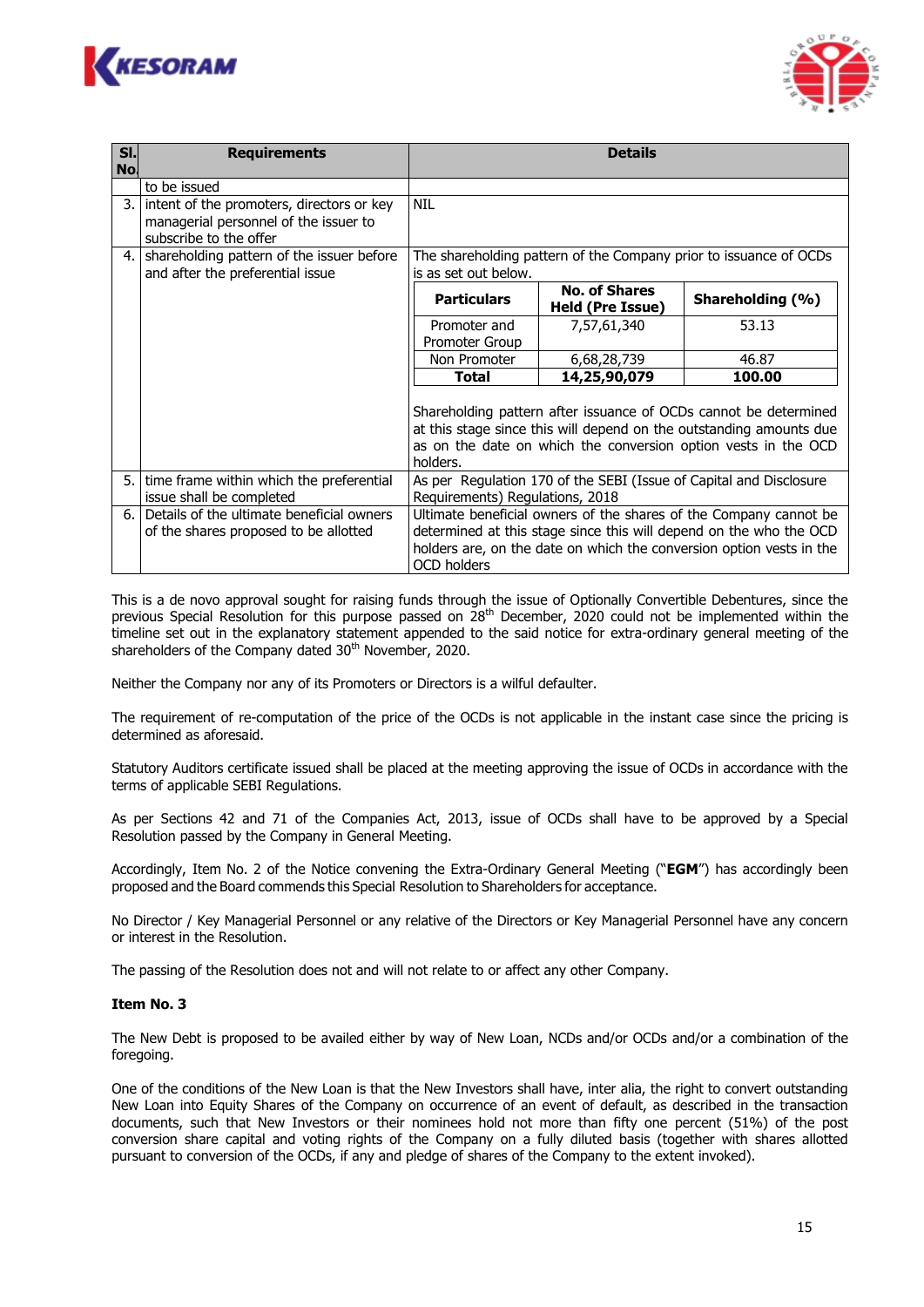| Sl. No. | Requirements | Details |
|---|---|---|
| | to be issued | |
| 3. | intent of the promoters, directors or key managerial personnel of the issuer to subscribe to the offer | NIL |
| 4. | shareholding pattern of the issuer before and after the preferential issue | The shareholding pattern of the Company prior to issuance of OCDs is as set out below. |

| Particulars | No. of Shares Held (Pre Issue) | Shareholding (%) |
|---|---|---|
| Promoter and Promoter Group | 7,57,61,340 | 53.13 |
| Non Promoter | 6,68,28,739 | 46.87 |
| **Total** | **14,25,90,079** | **100.00** |

Shareholding pattern after issuance of OCDs cannot be determined at this stage since this will depend on the outstanding amounts due as on the date on which the conversion option vests in the OCD holders.

| Sl. No. | Requirements | Details |
|---|---|---|
| 5. | time frame within which the preferential issue shall be completed | As per Regulation 170 of the SEBI (Issue of Capital and Disclosure Requirements) Regulations, 2018 |
| 6. | Details of the ultimate beneficial owners of the shares proposed to be allotted | Ultimate beneficial owners of the shares of the Company cannot be determined at this stage since this will depend on the who the OCD holders are, on the date on which the conversion option vests in the OCD holders |

This is a de novo approval sought for raising funds through the issue of Optionally Convertible Debentures, since the previous Special Resolution for this purpose passed on 28th December, 2020 could not be implemented within the timeline set out in the explanatory statement appended to the said notice for extra-ordinary general meeting of the shareholders of the Company dated 30th November, 2020.

Neither the Company nor any of its Promoters or Directors is a wilful defaulter.

The requirement of re-computation of the price of the OCDs is not applicable in the instant case since the pricing is determined as aforesaid.

Statutory Auditors certificate issued shall be placed at the meeting approving the issue of OCDs in accordance with the terms of applicable SEBI Regulations.

As per Sections 42 and 71 of the Companies Act, 2013, issue of OCDs shall have to be approved by a Special Resolution passed by the Company in General Meeting.

Accordingly, Item No. 2 of the Notice convening the Extra-Ordinary General Meeting ("**EGM**") has accordingly been proposed and the Board commends this Special Resolution to Shareholders for acceptance.

No Director / Key Managerial Personnel or any relative of the Directors or Key Managerial Personnel have any concern or interest in the Resolution.

The passing of the Resolution does not and will not relate to or affect any other Company.

**Item No. 3**

The New Debt is proposed to be availed either by way of New Loan, NCDs and/or OCDs and/or a combination of the foregoing.

One of the conditions of the New Loan is that the New Investors shall have, inter alia, the right to convert outstanding New Loan into Equity Shares of the Company on occurrence of an event of default, as described in the transaction documents, such that New Investors or their nominees hold not more than fifty one percent (51%) of the post conversion share capital and voting rights of the Company on a fully diluted basis (together with shares allotted pursuant to conversion of the OCDs, if any and pledge of shares of the Company to the extent invoked).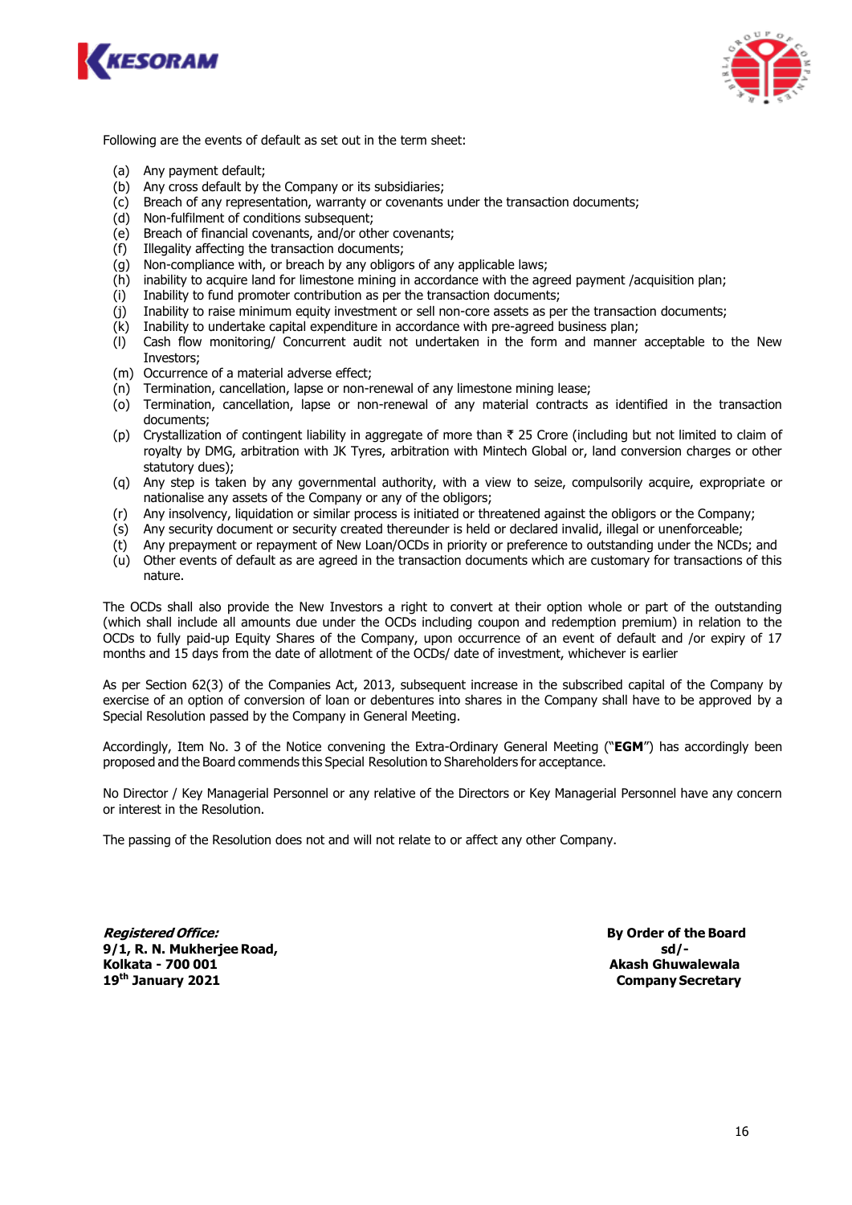Following are the events of default as set out in the term sheet:

(a) Any payment default;
(b) Any cross default by the Company or its subsidiaries;
(c) Breach of any representation, warranty or covenants under the transaction documents;
(d) Non-fulfilment of conditions subsequent;
(e) Breach of financial covenants, and/or other covenants;
(f) Illegality affecting the transaction documents;
(g) Non-compliance with, or breach by any obligors of any applicable laws;
(h) inability to acquire land for limestone mining in accordance with the agreed payment /acquisition plan;
(i) Inability to fund promoter contribution as per the transaction documents;
(j) Inability to raise minimum equity investment or sell non-core assets as per the transaction documents;
(k) Inability to undertake capital expenditure in accordance with pre-agreed business plan;
(l) Cash flow monitoring/ Concurrent audit not undertaken in the form and manner acceptable to the New Investors;
(m) Occurrence of a material adverse effect;
(n) Termination, cancellation, lapse or non-renewal of any limestone mining lease;
(o) Termination, cancellation, lapse or non-renewal of any material contracts as identified in the transaction documents;
(p) Crystallization of contingent liability in aggregate of more than ₹ 25 Crore (including but not limited to claim of royalty by DMG, arbitration with JK Tyres, arbitration with Mintech Global or, land conversion charges or other statutory dues);
(q) Any step is taken by any governmental authority, with a view to seize, compulsorily acquire, expropriate or nationalise any assets of the Company or any of the obligors;
(r) Any insolvency, liquidation or similar process is initiated or threatened against the obligors or the Company;
(s) Any security document or security created thereunder is held or declared invalid, illegal or unenforceable;
(t) Any prepayment or repayment of New Loan/OCDs in priority or preference to outstanding under the NCDs; and
(u) Other events of default as are agreed in the transaction documents which are customary for transactions of this nature.

The OCDs shall also provide the New Investors a right to convert at their option whole or part of the outstanding (which shall include all amounts due under the OCDs including coupon and redemption premium) in relation to the OCDs to fully paid-up Equity Shares of the Company, upon occurrence of an event of default and /or expiry of 17 months and 15 days from the date of allotment of the OCDs/ date of investment, whichever is earlier

As per Section 62(3) of the Companies Act, 2013, subsequent increase in the subscribed capital of the Company by exercise of an option of conversion of loan or debentures into shares in the Company shall have to be approved by a Special Resolution passed by the Company in General Meeting.

Accordingly, Item No. 3 of the Notice convening the Extra-Ordinary General Meeting ("**EGM**") has accordingly been proposed and the Board commends this Special Resolution to Shareholders for acceptance.

No Director / Key Managerial Personnel or any relative of the Directors or Key Managerial Personnel have any concern or interest in the Resolution.

The passing of the Resolution does not and will not relate to or affect any other Company.

***Registered Office:***
**9/1, R. N. Mukherjee Road,**
**Kolkata - 700 001**
**19th January 2021**

**By Order of the Board**
**sd/-**
**Akash Ghuwalewala**
**Company Secretary**